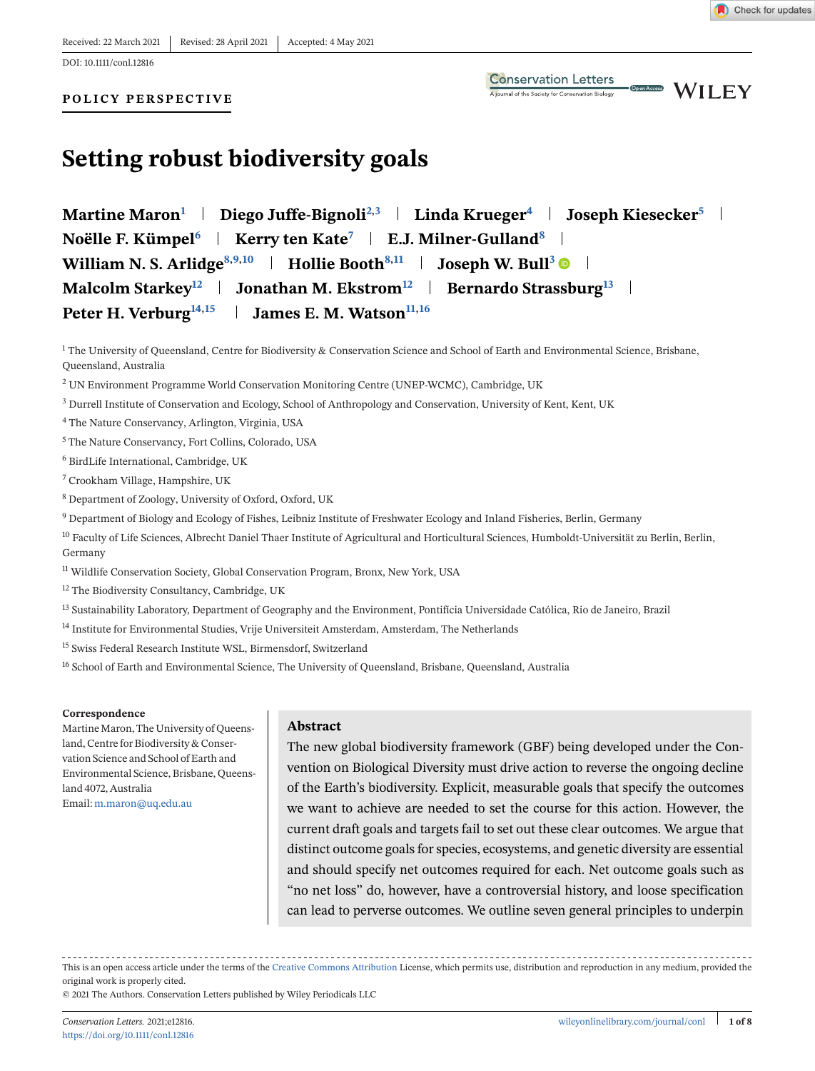Received: 22 March 2021 | Revised: 28 April 2021 | Accepted: 4 May 2021

DOI: 10.1111/conl.12816

**POLICY PERSPECTIVE**

# Setting robust biodiversity goals

**Martine Maron**[1] | **Diego Juffe-Bignoli**[2,3] | **Linda Krueger**[4] | **Joseph Kiesecker**[5] | **Noëlle F. Kümpel**[6] | **Kerry ten Kate**[7] | **E.J. Milner-Gulland**[8] | **William N. S. Arlidge**[8,9,10] | **Hollie Booth**[8,11] | **Joseph W. Bull**[3] | **Malcolm Starkey**[12] | **Jonathan M. Ekstrom**[12] | **Bernardo Strassburg**[13] | **Peter H. Verburg**[14,15] | **James E. M. Watson**[11,16]

[1] The University of Queensland, Centre for Biodiversity & Conservation Science and School of Earth and Environmental Science, Brisbane, Queensland, Australia

[2] UN Environment Programme World Conservation Monitoring Centre (UNEP-WCMC), Cambridge, UK

[3] Durrell Institute of Conservation and Ecology, School of Anthropology and Conservation, University of Kent, Kent, UK

[4] The Nature Conservancy, Arlington, Virginia, USA

[5] The Nature Conservancy, Fort Collins, Colorado, USA

[6] BirdLife International, Cambridge, UK

[7] Crookham Village, Hampshire, UK

[8] Department of Zoology, University of Oxford, Oxford, UK

[9] Department of Biology and Ecology of Fishes, Leibniz Institute of Freshwater Ecology and Inland Fisheries, Berlin, Germany

[10] Faculty of Life Sciences, Albrecht Daniel Thaer Institute of Agricultural and Horticultural Sciences, Humboldt-Universität zu Berlin, Berlin, Germany

[11] Wildlife Conservation Society, Global Conservation Program, Bronx, New York, USA

[12] The Biodiversity Consultancy, Cambridge, UK

[13] Sustainability Laboratory, Department of Geography and the Environment, Pontifícia Universidade Católica, Rio de Janeiro, Brazil

[14] Institute for Environmental Studies, Vrije Universiteit Amsterdam, Amsterdam, The Netherlands

[15] Swiss Federal Research Institute WSL, Birmensdorf, Switzerland

[16] School of Earth and Environmental Science, The University of Queensland, Brisbane, Queensland, Australia

**Correspondence**

Martine Maron, The University of Queensland, Centre for Biodiversity & Conservation Science and School of Earth and Environmental Science, Brisbane, Queensland 4072, Australia

Email: m.maron@uq.edu.au

## Abstract

The new global biodiversity framework (GBF) being developed under the Convention on Biological Diversity must drive action to reverse the ongoing decline of the Earth's biodiversity. Explicit, measurable goals that specify the outcomes we want to achieve are needed to set the course for this action. However, the current draft goals and targets fail to set out these clear outcomes. We argue that distinct outcome goals for species, ecosystems, and genetic diversity are essential and should specify net outcomes required for each. Net outcome goals such as "no net loss" do, however, have a controversial history, and loose specification can lead to perverse outcomes. We outline seven general principles to underpin

This is an open access article under the terms of the Creative Commons Attribution License, which permits use, distribution and reproduction in any medium, provided the original work is properly cited.

© 2021 The Authors. Conservation Letters published by Wiley Periodicals LLC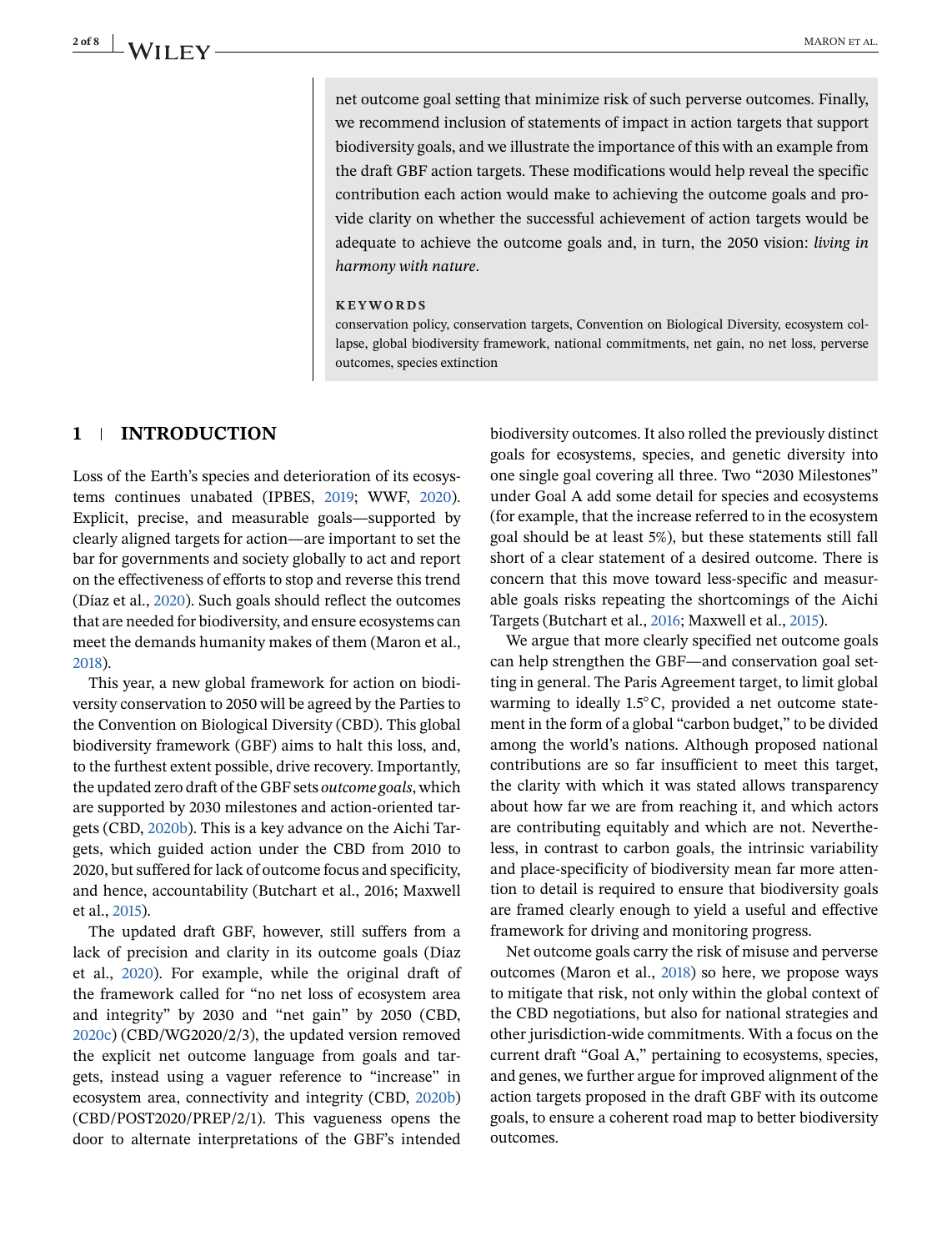net outcome goal setting that minimize risk of such perverse outcomes. Finally, we recommend inclusion of statements of impact in action targets that support biodiversity goals, and we illustrate the importance of this with an example from the draft GBF action targets. These modifications would help reveal the specific contribution each action would make to achieving the outcome goals and provide clarity on whether the successful achievement of action targets would be adequate to achieve the outcome goals and, in turn, the 2050 vision: *living in harmony with nature*.

**KEYWORDS**

conservation policy, conservation targets, Convention on Biological Diversity, ecosystem collapse, global biodiversity framework, national commitments, net gain, no net loss, perverse outcomes, species extinction

## 1 | INTRODUCTION

Loss of the Earth's species and deterioration of its ecosystems continues unabated (IPBES, 2019; WWF, 2020). Explicit, precise, and measurable goals—supported by clearly aligned targets for action—are important to set the bar for governments and society globally to act and report on the effectiveness of efforts to stop and reverse this trend (Díaz et al., 2020). Such goals should reflect the outcomes that are needed for biodiversity, and ensure ecosystems can meet the demands humanity makes of them (Maron et al., 2018).

This year, a new global framework for action on biodiversity conservation to 2050 will be agreed by the Parties to the Convention on Biological Diversity (CBD). This global biodiversity framework (GBF) aims to halt this loss, and, to the furthest extent possible, drive recovery. Importantly, the updated zero draft of the GBF sets *outcome goals*, which are supported by 2030 milestones and action-oriented targets (CBD, 2020b). This is a key advance on the Aichi Targets, which guided action under the CBD from 2010 to 2020, but suffered for lack of outcome focus and specificity, and hence, accountability (Butchart et al., 2016; Maxwell et al., 2015).

The updated draft GBF, however, still suffers from a lack of precision and clarity in its outcome goals (Díaz et al., 2020). For example, while the original draft of the framework called for "no net loss of ecosystem area and integrity" by 2030 and "net gain" by 2050 (CBD, 2020c) (CBD/WG2020/2/3), the updated version removed the explicit net outcome language from goals and targets, instead using a vaguer reference to "increase" in ecosystem area, connectivity and integrity (CBD, 2020b) (CBD/POST2020/PREP/2/1). This vagueness opens the door to alternate interpretations of the GBF's intended biodiversity outcomes. It also rolled the previously distinct goals for ecosystems, species, and genetic diversity into one single goal covering all three. Two "2030 Milestones" under Goal A add some detail for species and ecosystems (for example, that the increase referred to in the ecosystem goal should be at least 5%), but these statements still fall short of a clear statement of a desired outcome. There is concern that this move toward less-specific and measurable goals risks repeating the shortcomings of the Aichi Targets (Butchart et al., 2016; Maxwell et al., 2015).

We argue that more clearly specified net outcome goals can help strengthen the GBF—and conservation goal setting in general. The Paris Agreement target, to limit global warming to ideally 1.5°C, provided a net outcome statement in the form of a global "carbon budget," to be divided among the world's nations. Although proposed national contributions are so far insufficient to meet this target, the clarity with which it was stated allows transparency about how far we are from reaching it, and which actors are contributing equitably and which are not. Nevertheless, in contrast to carbon goals, the intrinsic variability and place-specificity of biodiversity mean far more attention to detail is required to ensure that biodiversity goals are framed clearly enough to yield a useful and effective framework for driving and monitoring progress.

Net outcome goals carry the risk of misuse and perverse outcomes (Maron et al., 2018) so here, we propose ways to mitigate that risk, not only within the global context of the CBD negotiations, but also for national strategies and other jurisdiction-wide commitments. With a focus on the current draft "Goal A," pertaining to ecosystems, species, and genes, we further argue for improved alignment of the action targets proposed in the draft GBF with its outcome goals, to ensure a coherent road map to better biodiversity outcomes.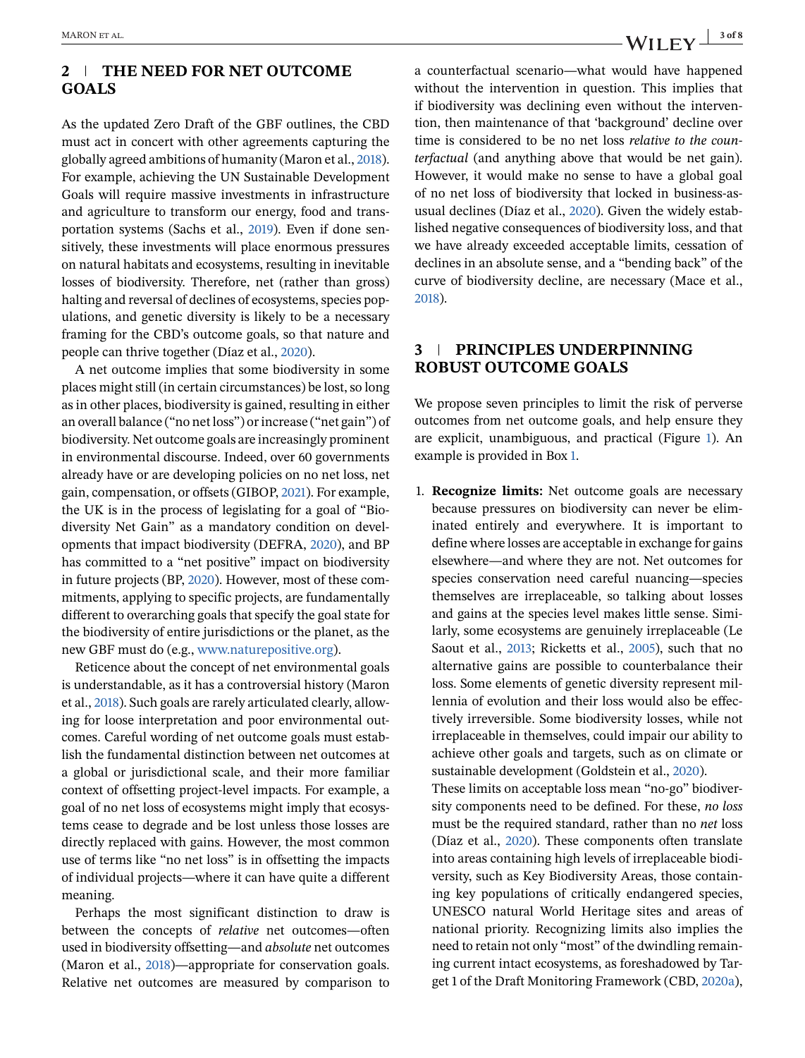## 2 | THE NEED FOR NET OUTCOME GOALS

As the updated Zero Draft of the GBF outlines, the CBD must act in concert with other agreements capturing the globally agreed ambitions of humanity (Maron et al., 2018). For example, achieving the UN Sustainable Development Goals will require massive investments in infrastructure and agriculture to transform our energy, food and transportation systems (Sachs et al., 2019). Even if done sensitively, these investments will place enormous pressures on natural habitats and ecosystems, resulting in inevitable losses of biodiversity. Therefore, net (rather than gross) halting and reversal of declines of ecosystems, species populations, and genetic diversity is likely to be a necessary framing for the CBD's outcome goals, so that nature and people can thrive together (Díaz et al., 2020).

A net outcome implies that some biodiversity in some places might still (in certain circumstances) be lost, so long as in other places, biodiversity is gained, resulting in either an overall balance ("no net loss") or increase ("net gain") of biodiversity. Net outcome goals are increasingly prominent in environmental discourse. Indeed, over 60 governments already have or are developing policies on no net loss, net gain, compensation, or offsets (GIBOP, 2021). For example, the UK is in the process of legislating for a goal of "Biodiversity Net Gain" as a mandatory condition on developments that impact biodiversity (DEFRA, 2020), and BP has committed to a "net positive" impact on biodiversity in future projects (BP, 2020). However, most of these commitments, applying to specific projects, are fundamentally different to overarching goals that specify the goal state for the biodiversity of entire jurisdictions or the planet, as the new GBF must do (e.g., www.naturepositive.org).

Reticence about the concept of net environmental goals is understandable, as it has a controversial history (Maron et al., 2018). Such goals are rarely articulated clearly, allowing for loose interpretation and poor environmental outcomes. Careful wording of net outcome goals must establish the fundamental distinction between net outcomes at a global or jurisdictional scale, and their more familiar context of offsetting project-level impacts. For example, a goal of no net loss of ecosystems might imply that ecosystems cease to degrade and be lost unless those losses are directly replaced with gains. However, the most common use of terms like "no net loss" is in offsetting the impacts of individual projects—where it can have quite a different meaning.

Perhaps the most significant distinction to draw is between the concepts of *relative* net outcomes—often used in biodiversity offsetting—and *absolute* net outcomes (Maron et al., 2018)—appropriate for conservation goals. Relative net outcomes are measured by comparison to a counterfactual scenario—what would have happened without the intervention in question. This implies that if biodiversity was declining even without the intervention, then maintenance of that 'background' decline over time is considered to be no net loss *relative to the counterfactual* (and anything above that would be net gain). However, it would make no sense to have a global goal of no net loss of biodiversity that locked in business-as-usual declines (Díaz et al., 2020). Given the widely established negative consequences of biodiversity loss, and that we have already exceeded acceptable limits, cessation of declines in an absolute sense, and a "bending back" of the curve of biodiversity decline, are necessary (Mace et al., 2018).

## 3 | PRINCIPLES UNDERPINNING ROBUST OUTCOME GOALS

We propose seven principles to limit the risk of perverse outcomes from net outcome goals, and help ensure they are explicit, unambiguous, and practical (Figure 1). An example is provided in Box 1.

1. **Recognize limits:** Net outcome goals are necessary because pressures on biodiversity can never be eliminated entirely and everywhere. It is important to define where losses are acceptable in exchange for gains elsewhere—and where they are not. Net outcomes for species conservation need careful nuancing—species themselves are irreplaceable, so talking about losses and gains at the species level makes little sense. Similarly, some ecosystems are genuinely irreplaceable (Le Saout et al., 2013; Ricketts et al., 2005), such that no alternative gains are possible to counterbalance their loss. Some elements of genetic diversity represent millennia of evolution and their loss would also be effectively irreversible. Some biodiversity losses, while not irreplaceable in themselves, could impair our ability to achieve other goals and targets, such as on climate or sustainable development (Goldstein et al., 2020).
   These limits on acceptable loss mean "no-go" biodiversity components need to be defined. For these, *no loss* must be the required standard, rather than no *net* loss (Díaz et al., 2020). These components often translate into areas containing high levels of irreplaceable biodiversity, such as Key Biodiversity Areas, those containing key populations of critically endangered species, UNESCO natural World Heritage sites and areas of national priority. Recognizing limits also implies the need to retain not only "most" of the dwindling remaining current intact ecosystems, as foreshadowed by Target 1 of the Draft Monitoring Framework (CBD, 2020a),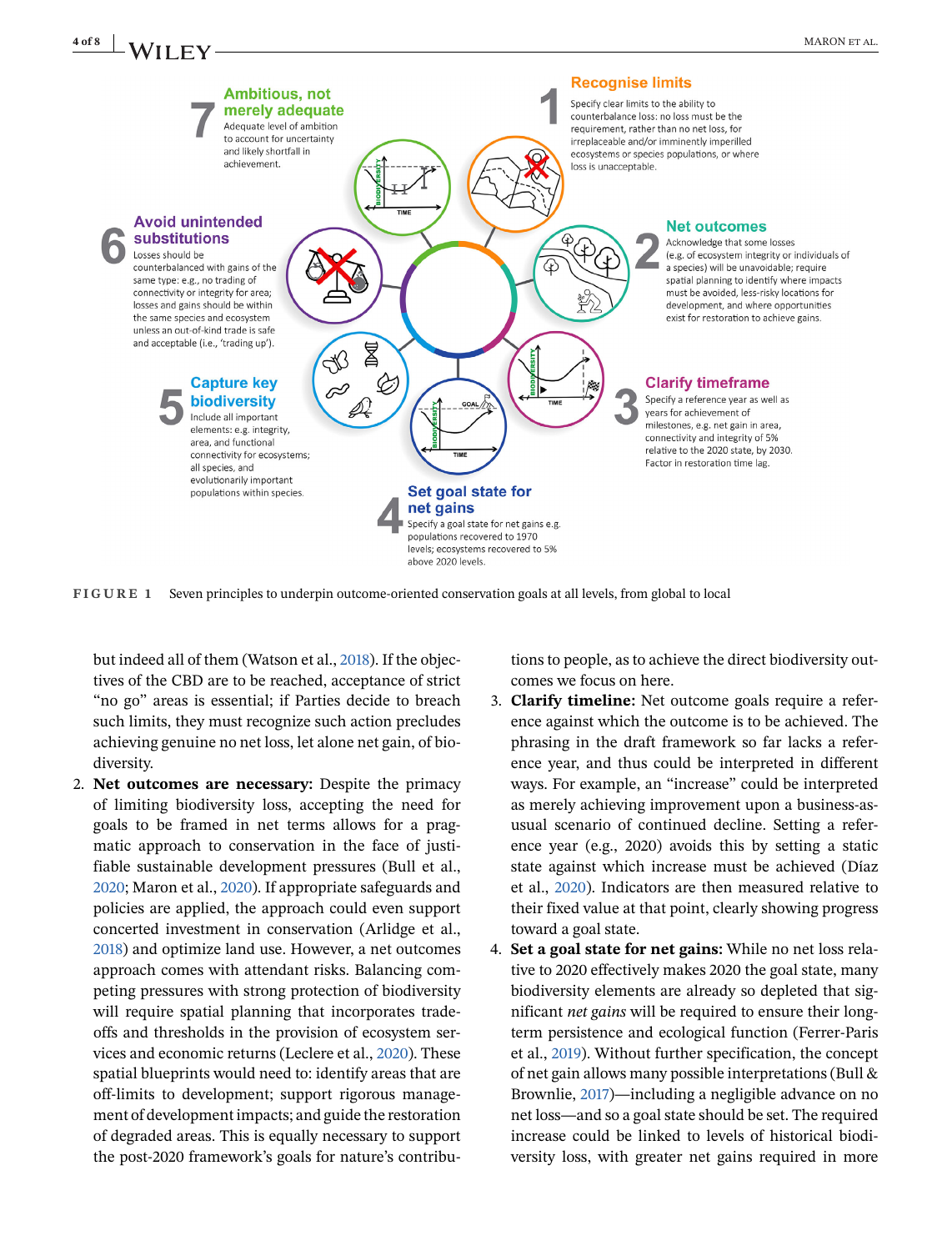**7 Ambitious, not merely adequate**
Adequate level of ambition to account for uncertainty and likely shortfall in achievement.

**1 Recognise limits**
Specify clear limits to the ability to counterbalance loss: no loss must be the requirement, rather than no net loss, for irreplaceable and/or imminently imperilled ecosystems or species populations, or where loss is unacceptable.

**6 Avoid unintended substitutions**
Losses should be counterbalanced with gains of the same type: e.g., no trading of connectivity or integrity for area; losses and gains should be within the same species and ecosystem unless an out-of-kind trade is safe and acceptable (i.e., 'trading up').

**2 Net outcomes**
Acknowledge that some losses (e.g. of ecosystem integrity or individuals of a species) will be unavoidable; require spatial planning to identify where impacts must be avoided, less-risky locations for development, and where opportunities exist for restoration to achieve gains.

**5 Capture key biodiversity**
Include all important elements: e.g. integrity, area, and functional connectivity for ecosystems; all species, and evolutionarily important populations within species.

**3 Clarify timeframe**
Specify a reference year as well as years for achievement of milestones, e.g. net gain in area, connectivity and integrity of 5% relative to the 2020 state, by 2030. Factor in restoration time lag.

**4 Set goal state for net gains**
Specify a goal state for net gains e.g. populations recovered to 1970 levels; ecosystems recovered to 5% above 2020 levels.

FIGURE 1 Seven principles to underpin outcome-oriented conservation goals at all levels, from global to local

but indeed all of them (Watson et al., 2018). If the objectives of the CBD are to be reached, acceptance of strict "no go" areas is essential; if Parties decide to breach such limits, they must recognize such action precludes achieving genuine no net loss, let alone net gain, of biodiversity.

2. **Net outcomes are necessary:** Despite the primacy of limiting biodiversity loss, accepting the need for goals to be framed in net terms allows for a pragmatic approach to conservation in the face of justifiable sustainable development pressures (Bull et al., 2020; Maron et al., 2020). If appropriate safeguards and policies are applied, the approach could even support concerted investment in conservation (Arlidge et al., 2018) and optimize land use. However, a net outcomes approach comes with attendant risks. Balancing competing pressures with strong protection of biodiversity will require spatial planning that incorporates trade-offs and thresholds in the provision of ecosystem services and economic returns (Leclere et al., 2020). These spatial blueprints would need to: identify areas that are off-limits to development; support rigorous management of development impacts; and guide the restoration of degraded areas. This is equally necessary to support the post-2020 framework's goals for nature's contributions to people, as to achieve the direct biodiversity outcomes we focus on here.
3. **Clarify timeline:** Net outcome goals require a reference against which the outcome is to be achieved. The phrasing in the draft framework so far lacks a reference year, and thus could be interpreted in different ways. For example, an "increase" could be interpreted as merely achieving improvement upon a business-as-usual scenario of continued decline. Setting a reference year (e.g., 2020) avoids this by setting a static state against which increase must be achieved (Díaz et al., 2020). Indicators are then measured relative to their fixed value at that point, clearly showing progress toward a goal state.
4. **Set a goal state for net gains:** While no net loss relative to 2020 effectively makes 2020 the goal state, many biodiversity elements are already so depleted that significant *net gains* will be required to ensure their long-term persistence and ecological function (Ferrer-Paris et al., 2019). Without further specification, the concept of net gain allows many possible interpretations (Bull & Brownlie, 2017)—including a negligible advance on no net loss—and so a goal state should be set. The required increase could be linked to levels of historical biodiversity loss, with greater net gains required in more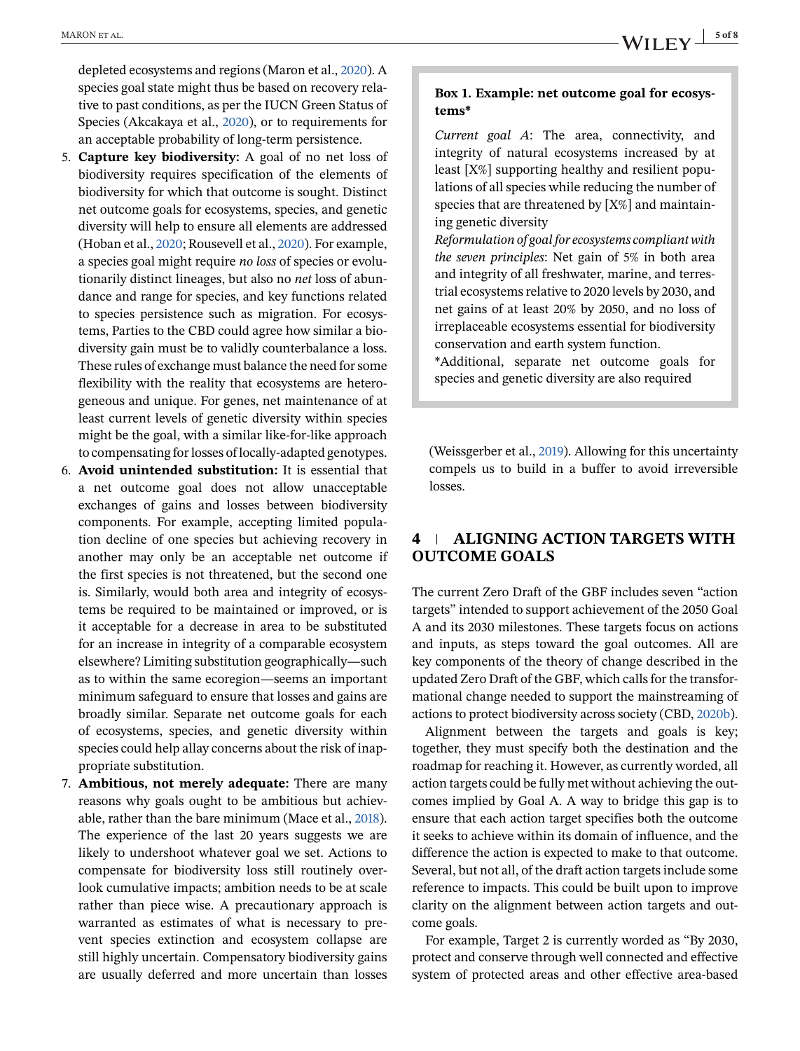depleted ecosystems and regions (Maron et al., 2020). A species goal state might thus be based on recovery relative to past conditions, as per the IUCN Green Status of Species (Akcakaya et al., 2020), or to requirements for an acceptable probability of long-term persistence.

5. **Capture key biodiversity:** A goal of no net loss of biodiversity requires specification of the elements of biodiversity for which that outcome is sought. Distinct net outcome goals for ecosystems, species, and genetic diversity will help to ensure all elements are addressed (Hoban et al., 2020; Rousevell et al., 2020). For example, a species goal might require *no loss* of species or evolutionarily distinct lineages, but also no *net* loss of abundance and range for species, and key functions related to species persistence such as migration. For ecosystems, Parties to the CBD could agree how similar a biodiversity gain must be to validly counterbalance a loss. These rules of exchange must balance the need for some flexibility with the reality that ecosystems are heterogeneous and unique. For genes, net maintenance of at least current levels of genetic diversity within species might be the goal, with a similar like-for-like approach to compensating for losses of locally-adapted genotypes.
6. **Avoid unintended substitution:** It is essential that a net outcome goal does not allow unacceptable exchanges of gains and losses between biodiversity components. For example, accepting limited population decline of one species but achieving recovery in another may only be an acceptable net outcome if the first species is not threatened, but the second one is. Similarly, would both area and integrity of ecosystems be required to be maintained or improved, or is it acceptable for a decrease in area to be substituted for an increase in integrity of a comparable ecosystem elsewhere? Limiting substitution geographically—such as to within the same ecoregion—seems an important minimum safeguard to ensure that losses and gains are broadly similar. Separate net outcome goals for each of ecosystems, species, and genetic diversity within species could help allay concerns about the risk of inappropriate substitution.
7. **Ambitious, not merely adequate:** There are many reasons why goals ought to be ambitious but achievable, rather than the bare minimum (Mace et al., 2018). The experience of the last 20 years suggests we are likely to undershoot whatever goal we set. Actions to compensate for biodiversity loss still routinely overlook cumulative impacts; ambition needs to be at scale rather than piece wise. A precautionary approach is warranted as estimates of what is necessary to prevent species extinction and ecosystem collapse are still highly uncertain. Compensatory biodiversity gains are usually deferred and more uncertain than losses (Weissgerber et al., 2019). Allowing for this uncertainty compels us to build in a buffer to avoid irreversible losses.

> **Box 1. Example: net outcome goal for ecosystems***
>
> *Current goal A*: The area, connectivity, and integrity of natural ecosystems increased by at least [X%] supporting healthy and resilient populations of all species while reducing the number of species that are threatened by [X%] and maintaining genetic diversity
>
> *Reformulation of goal for ecosystems compliant with the seven principles*: Net gain of 5% in both area and integrity of all freshwater, marine, and terrestrial ecosystems relative to 2020 levels by 2030, and net gains of at least 20% by 2050, and no loss of irreplaceable ecosystems essential for biodiversity conservation and earth system function.
>
> *Additional, separate net outcome goals for species and genetic diversity are also required

## 4 | ALIGNING ACTION TARGETS WITH OUTCOME GOALS

The current Zero Draft of the GBF includes seven "action targets" intended to support achievement of the 2050 Goal A and its 2030 milestones. These targets focus on actions and inputs, as steps toward the goal outcomes. All are key components of the theory of change described in the updated Zero Draft of the GBF, which calls for the transformational change needed to support the mainstreaming of actions to protect biodiversity across society (CBD, 2020b).

Alignment between the targets and goals is key; together, they must specify both the destination and the roadmap for reaching it. However, as currently worded, all action targets could be fully met without achieving the outcomes implied by Goal A. A way to bridge this gap is to ensure that each action target specifies both the outcome it seeks to achieve within its domain of influence, and the difference the action is expected to make to that outcome. Several, but not all, of the draft action targets include some reference to impacts. This could be built upon to improve clarity on the alignment between action targets and outcome goals.

For example, Target 2 is currently worded as "By 2030, protect and conserve through well connected and effective system of protected areas and other effective area-based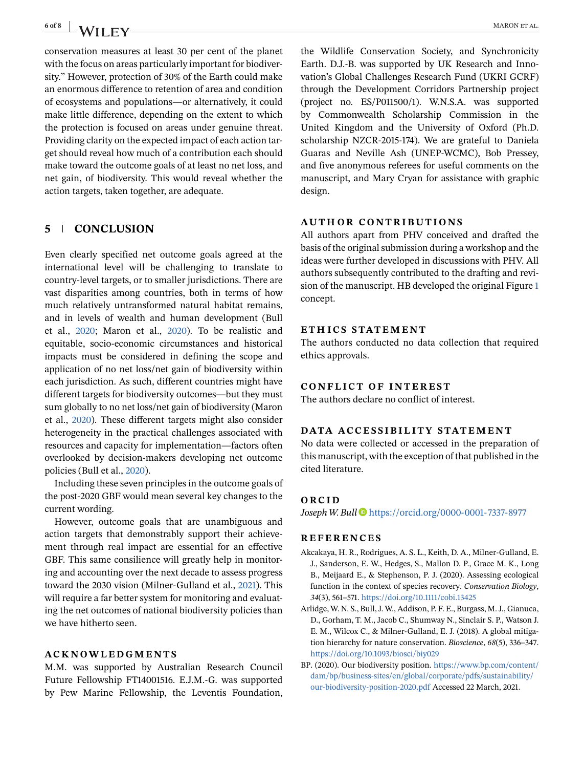conservation measures at least 30 per cent of the planet with the focus on areas particularly important for biodiversity." However, protection of 30% of the Earth could make an enormous difference to retention of area and condition of ecosystems and populations—or alternatively, it could make little difference, depending on the extent to which the protection is focused on areas under genuine threat. Providing clarity on the expected impact of each action target should reveal how much of a contribution each should make toward the outcome goals of at least no net loss, and net gain, of biodiversity. This would reveal whether the action targets, taken together, are adequate.

## 5 CONCLUSION

Even clearly specified net outcome goals agreed at the international level will be challenging to translate to country-level targets, or to smaller jurisdictions. There are vast disparities among countries, both in terms of how much relatively untransformed natural habitat remains, and in levels of wealth and human development (Bull et al., 2020; Maron et al., 2020). To be realistic and equitable, socio-economic circumstances and historical impacts must be considered in defining the scope and application of no net loss/net gain of biodiversity within each jurisdiction. As such, different countries might have different targets for biodiversity outcomes—but they must sum globally to no net loss/net gain of biodiversity (Maron et al., 2020). These different targets might also consider heterogeneity in the practical challenges associated with resources and capacity for implementation—factors often overlooked by decision-makers developing net outcome policies (Bull et al., 2020).

Including these seven principles in the outcome goals of the post-2020 GBF would mean several key changes to the current wording.

However, outcome goals that are unambiguous and action targets that demonstrably support their achievement through real impact are essential for an effective GBF. This same consilience will greatly help in monitoring and accounting over the next decade to assess progress toward the 2030 vision (Milner-Gulland et al., 2021). This will require a far better system for monitoring and evaluating the net outcomes of national biodiversity policies than we have hitherto seen.

## ACKNOWLEDGMENTS

M.M. was supported by Australian Research Council Future Fellowship FT14001516. E.J.M.-G. was supported by Pew Marine Fellowship, the Leventis Foundation, the Wildlife Conservation Society, and Synchronicity Earth. D.J.-B. was supported by UK Research and Innovation's Global Challenges Research Fund (UKRI GCRF) through the Development Corridors Partnership project (project no. ES/P011500/1). W.N.S.A. was supported by Commonwealth Scholarship Commission in the United Kingdom and the University of Oxford (Ph.D. scholarship NZCR-2015-174). We are grateful to Daniela Guaras and Neville Ash (UNEP-WCMC), Bob Pressey, and five anonymous referees for useful comments on the manuscript, and Mary Cryan for assistance with graphic design.

## AUTHOR CONTRIBUTIONS

All authors apart from PHV conceived and drafted the basis of the original submission during a workshop and the ideas were further developed in discussions with PHV. All authors subsequently contributed to the drafting and revision of the manuscript. HB developed the original Figure 1 concept.

## ETHICS STATEMENT

The authors conducted no data collection that required ethics approvals.

## CONFLICT OF INTEREST

The authors declare no conflict of interest.

## DATA ACCESSIBILITY STATEMENT

No data were collected or accessed in the preparation of this manuscript, with the exception of that published in the cited literature.

## ORCID

*Joseph W. Bull* https://orcid.org/0000-0001-7337-8977

## REFERENCES

Akcakaya, H. R., Rodrigues, A. S. L., Keith, D. A., Milner-Gulland, E. J., Sanderson, E. W., Hedges, S., Mallon D. P., Grace M. K., Long B., Meijaard E., & Stephenson, P. J. (2020). Assessing ecological function in the context of species recovery. *Conservation Biology*, *34*(3), 561–571. https://doi.org/10.1111/cobi.13425

Arlidge, W. N. S., Bull, J. W., Addison, P. F. E., Burgass, M. J., Gianuca, D., Gorham, T. M., Jacob C., Shumway N., Sinclair S. P., Watson J. E. M., Wilcox C., & Milner-Gulland, E. J. (2018). A global mitigation hierarchy for nature conservation. *Bioscience*, *68*(5), 336–347. https://doi.org/10.1093/biosci/biy029

BP. (2020). Our biodiversity position. https://www.bp.com/content/dam/bp/business-sites/en/global/corporate/pdfs/sustainability/our-biodiversity-position-2020.pdf Accessed 22 March, 2021.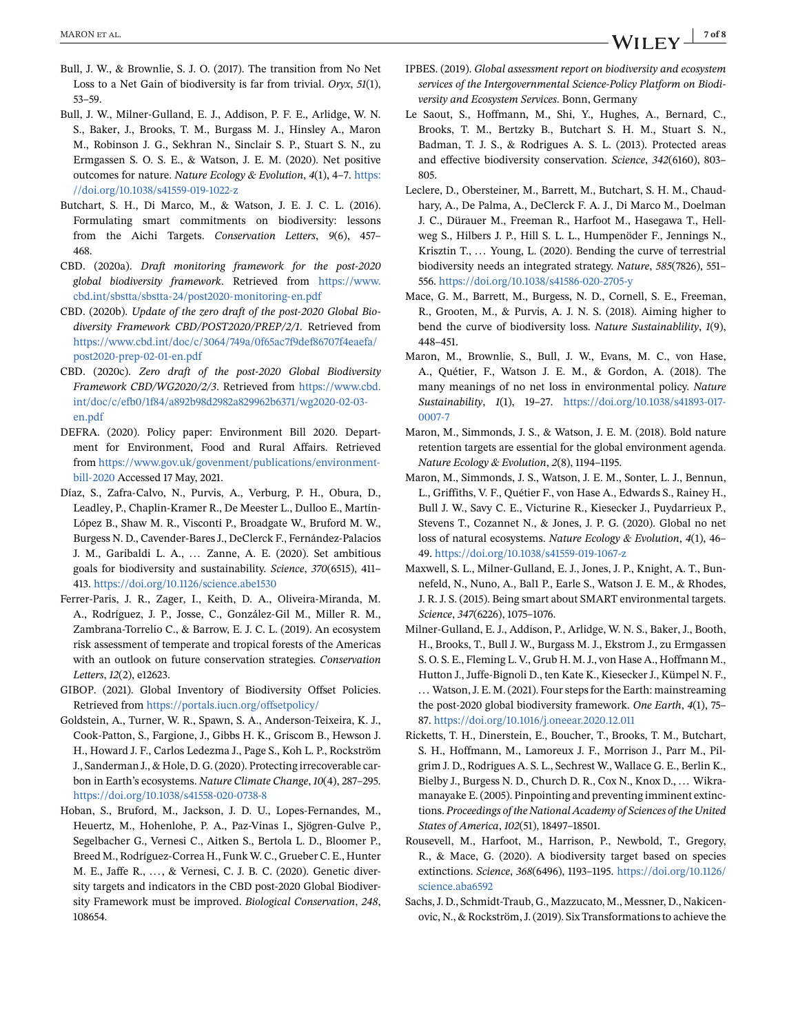Bull, J. W., & Brownlie, S. J. O. (2017). The transition from No Net Loss to a Net Gain of biodiversity is far from trivial. *Oryx*, *51*(1), 53–59.

Bull, J. W., Milner-Gulland, E. J., Addison, P. F. E., Arlidge, W. N. S., Baker, J., Brooks, T. M., Burgass M. J., Hinsley A., Maron M., Robinson J. G., Sekhran N., Sinclair S. P., Stuart S. N., zu Ermgassen S. O. S. E., & Watson, J. E. M. (2020). Net positive outcomes for nature. *Nature Ecology & Evolution*, *4*(1), 4–7. https://doi.org/10.1038/s41559-019-1022-z

Butchart, S. H., Di Marco, M., & Watson, J. E. J. C. L. (2016). Formulating smart commitments on biodiversity: lessons from the Aichi Targets. *Conservation Letters*, *9*(6), 457–468.

CBD. (2020a). *Draft monitoring framework for the post-2020 global biodiversity framework*. Retrieved from https://www.cbd.int/sbstta/sbstta-24/post2020-monitoring-en.pdf

CBD. (2020b). *Update of the zero draft of the post-2020 Global Biodiversity Framework CBD/POST2020/PREP/2/1*. Retrieved from https://www.cbd.int/doc/c/3064/749a/0f65ac7f9def86707f4eaefa/post2020-prep-02-01-en.pdf

CBD. (2020c). *Zero draft of the post-2020 Global Biodiversity Framework CBD/WG2020/2/3*. Retrieved from https://www.cbd.int/doc/c/efb0/1f84/a892b98d2982a829962b6371/wg2020-02-03-en.pdf

DEFRA. (2020). Policy paper: Environment Bill 2020. Department for Environment, Food and Rural Affairs. Retrieved from https://www.gov.uk/govenment/publications/environment-bill-2020 Accessed 17 May, 2021.

Díaz, S., Zafra-Calvo, N., Purvis, A., Verburg, P. H., Obura, D., Leadley, P., Chaplin-Kramer R., De Meester L., Dulloo E., Martín-López B., Shaw M. R., Visconti P., Broadgate W., Bruford M. W., Burgess N. D., Cavender-Bares J., DeClerck F., Fernández-Palacios J. M., Garibaldi L. A., … Zanne, A. E. (2020). Set ambitious goals for biodiversity and sustainability. *Science*, *370*(6515), 411–413. https://doi.org/10.1126/science.abe1530

Ferrer-Paris, J. R., Zager, I., Keith, D. A., Oliveira-Miranda, M. A., Rodríguez, J. P., Josse, C., González-Gil M., Miller R. M., Zambrana-Torrelio C., & Barrow, E. J. C. L. (2019). An ecosystem risk assessment of temperate and tropical forests of the Americas with an outlook on future conservation strategies. *Conservation Letters*, *12*(2), e12623.

GIBOP. (2021). Global Inventory of Biodiversity Offset Policies. Retrieved from https://portals.iucn.org/offsetpolicy/

Goldstein, A., Turner, W. R., Spawn, S. A., Anderson-Teixeira, K. J., Cook-Patton, S., Fargione, J., Gibbs H. K., Griscom B., Hewson J. H., Howard J. F., Carlos Ledezma J., Page S., Koh L. P., Rockström J., Sanderman J., & Hole, D. G. (2020). Protecting irrecoverable carbon in Earth's ecosystems. *Nature Climate Change*, *10*(4), 287–295. https://doi.org/10.1038/s41558-020-0738-8

Hoban, S., Bruford, M., Jackson, J. D. U., Lopes-Fernandes, M., Heuertz, M., Hohenlohe, P. A., Paz-Vinas I., Sjögren-Gulve P., Segelbacher G., Vernesi C., Aitken S., Bertola L. D., Bloomer P., Breed M., Rodríguez-Correa H., Funk W. C., Grueber C. E., Hunter M. E., Jaffe R., …, & Vernesi, C. J. B. C. (2020). Genetic diversity targets and indicators in the CBD post-2020 Global Biodiversity Framework must be improved. *Biological Conservation*, *248*, 108654.

IPBES. (2019). *Global assessment report on biodiversity and ecosystem services of the Intergovernmental Science-Policy Platform on Biodiversity and Ecosystem Services*. Bonn, Germany

Le Saout, S., Hoffmann, M., Shi, Y., Hughes, A., Bernard, C., Brooks, T. M., Bertzky B., Butchart S. H. M., Stuart S. N., Badman, T. J. S., & Rodrigues A. S. L. (2013). Protected areas and effective biodiversity conservation. *Science*, *342*(6160), 803–805.

Leclere, D., Obersteiner, M., Barrett, M., Butchart, S. H. M., Chaudhary, A., De Palma, A., DeClerck F. A. J., Di Marco M., Doelman J. C., Dürauer M., Freeman R., Harfoot M., Hasegawa T., Hellweg S., Hilbers J. P., Hill S. L. L., Humpenöder F., Jennings N., Krisztin T., … Young, L. (2020). Bending the curve of terrestrial biodiversity needs an integrated strategy. *Nature*, *585*(7826), 551–556. https://doi.org/10.1038/s41586-020-2705-y

Mace, G. M., Barrett, M., Burgess, N. D., Cornell, S. E., Freeman, R., Grooten, M., & Purvis, A. J. N. S. (2018). Aiming higher to bend the curve of biodiversity loss. *Nature Sustainablility*, *1*(9), 448–451.

Maron, M., Brownlie, S., Bull, J. W., Evans, M. C., von Hase, A., Quétier, F., Watson J. E. M., & Gordon, A. (2018). The many meanings of no net loss in environmental policy. *Nature Sustainability*, *1*(1), 19–27. https://doi.org/10.1038/s41893-017-0007-7

Maron, M., Simmonds, J. S., & Watson, J. E. M. (2018). Bold nature retention targets are essential for the global environment agenda. *Nature Ecology & Evolution*, *2*(8), 1194–1195.

Maron, M., Simmonds, J. S., Watson, J. E. M., Sonter, L. J., Bennun, L., Griffiths, V. F., Quétier F., von Hase A., Edwards S., Rainey H., Bull J. W., Savy C. E., Victurine R., Kiesecker J., Puydarrieux P., Stevens T., Cozannet N., & Jones, J. P. G. (2020). Global no net loss of natural ecosystems. *Nature Ecology & Evolution*, *4*(1), 46–49. https://doi.org/10.1038/s41559-019-1067-z

Maxwell, S. L., Milner-Gulland, E. J., Jones, J. P., Knight, A. T., Bunnefeld, N., Nuno, A., Bal1 P., Earle S., Watson J. E. M., & Rhodes, J. R. J. S. (2015). Being smart about SMART environmental targets. *Science*, *347*(6226), 1075–1076.

Milner-Gulland, E. J., Addison, P., Arlidge, W. N. S., Baker, J., Booth, H., Brooks, T., Bull J. W., Burgass M. J., Ekstrom J., zu Ermgassen S. O. S. E., Fleming L. V., Grub H. M. J., von Hase A., Hoffmann M., Hutton J., Juffe-Bignoli D., ten Kate K., Kiesecker J., Kümpel N. F., … Watson, J. E. M. (2021). Four steps for the Earth: mainstreaming the post-2020 global biodiversity framework. *One Earth*, *4*(1), 75–87. https://doi.org/10.1016/j.oneear.2020.12.011

Ricketts, T. H., Dinerstein, E., Boucher, T., Brooks, T. M., Butchart, S. H., Hoffmann, M., Lamoreux J. F., Morrison J., Parr M., Pilgrim J. D., Rodrigues A. S. L., Sechrest W., Wallace G. E., Berlin K., Bielby J., Burgess N. D., Church D. R., Cox N., Knox D., … Wikramanayake E. (2005). Pinpointing and preventing imminent extinctions. *Proceedings of the National Academy of Sciences of the United States of America*, *102*(51), 18497–18501.

Rousevell, M., Harfoot, M., Harrison, P., Newbold, T., Gregory, R., & Mace, G. (2020). A biodiversity target based on species extinctions. *Science*, *368*(6496), 1193–1195. https://doi.org/10.1126/science.aba6592

Sachs, J. D., Schmidt-Traub, G., Mazzucato, M., Messner, D., Nakicenovic, N., & Rockström, J. (2019). Six Transformations to achieve the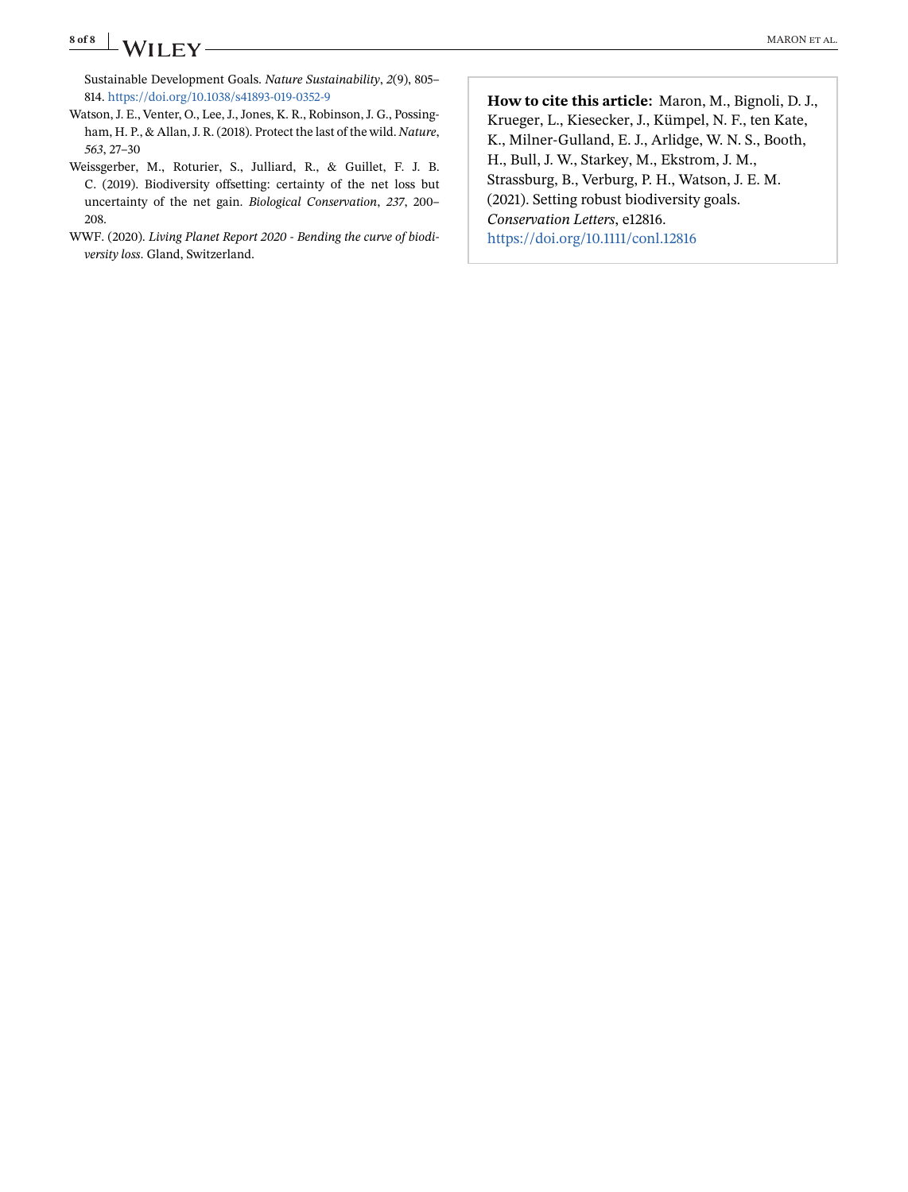Sustainable Development Goals. *Nature Sustainability*, *2*(9), 805–814. https://doi.org/10.1038/s41893-019-0352-9

Watson, J. E., Venter, O., Lee, J., Jones, K. R., Robinson, J. G., Possingham, H. P., & Allan, J. R. (2018). Protect the last of the wild. *Nature*, *563*, 27–30

Weissgerber, M., Roturier, S., Julliard, R., & Guillet, F. J. B. C. (2019). Biodiversity offsetting: certainty of the net loss but uncertainty of the net gain. *Biological Conservation*, *237*, 200–208.

WWF. (2020). *Living Planet Report 2020 - Bending the curve of biodiversity loss*. Gland, Switzerland.

**How to cite this article:** Maron, M., Bignoli, D. J., Krueger, L., Kiesecker, J., Kümpel, N. F., ten Kate, K., Milner-Gulland, E. J., Arlidge, W. N. S., Booth, H., Bull, J. W., Starkey, M., Ekstrom, J. M., Strassburg, B., Verburg, P. H., Watson, J. E. M. (2021). Setting robust biodiversity goals. *Conservation Letters*, e12816. https://doi.org/10.1111/conl.12816